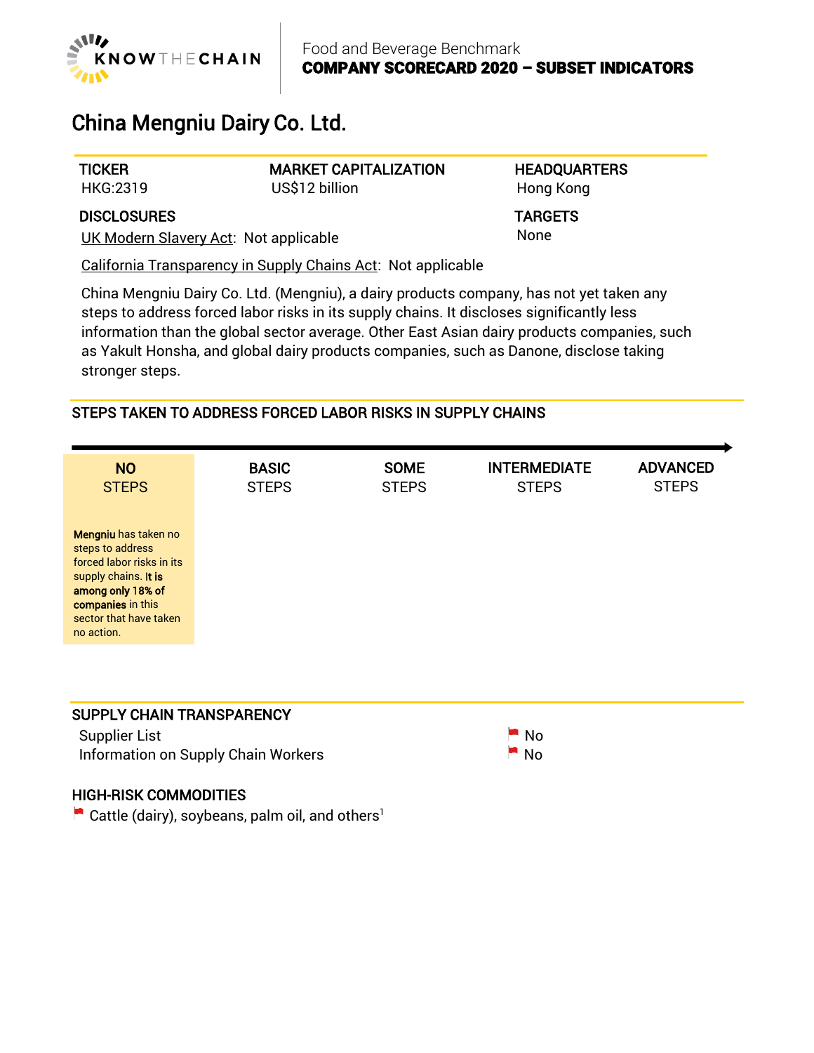Food and Beverage Benchmark
**COMPANY SCORECARD 2020 – SUBSET INDICATORS**

# China Mengniu Dairy Co. Ltd.

| TICKER | MARKET CAPITALIZATION | HEADQUARTERS |
|---|---|---|
| HKG:2319 | US$12 billion | Hong Kong |

**DISCLOSURES**

UK Modern Slavery Act: Not applicable

California Transparency in Supply Chains Act: Not applicable

**TARGETS**

None

China Mengniu Dairy Co. Ltd. (Mengniu), a dairy products company, has not yet taken any steps to address forced labor risks in its supply chains. It discloses significantly less information than the global sector average. Other East Asian dairy products companies, such as Yakult Honsha, and global dairy products companies, such as Danone, disclose taking stronger steps.

## STEPS TAKEN TO ADDRESS FORCED LABOR RISKS IN SUPPLY CHAINS

| **NO** STEPS | **BASIC** STEPS | **SOME** STEPS | **INTERMEDIATE** STEPS | **ADVANCED** STEPS |
|---|---|---|---|---|
| **Mengniu** has taken no steps to address forced labor risks in its supply chains. **It is among only 18% of companies** in this sector that have taken no action. | | | | |

## SUPPLY CHAIN TRANSPARENCY

| | |
|---|---|
| Supplier List | No |
| Information on Supply Chain Workers | No |

## HIGH-RISK COMMODITIES

Cattle (dairy), soybeans, palm oil, and others[1]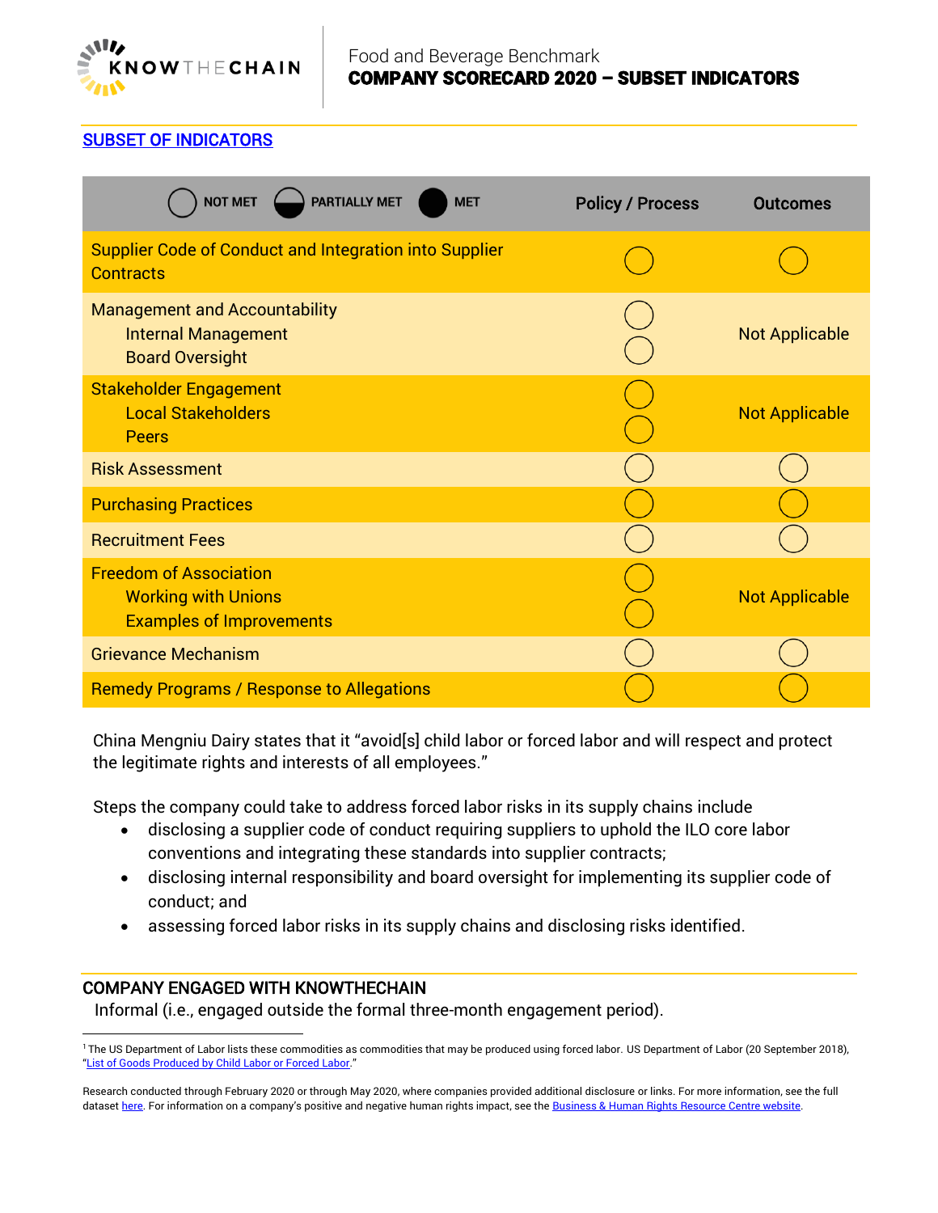Food and Beverage Benchmark
**COMPANY SCORECARD 2020 – SUBSET INDICATORS**

[SUBSET OF INDICATORS](#)

| NOT MET ○ PARTIALLY MET ◐ MET ● | Policy / Process | Outcomes |
|---|---|---|
| Supplier Code of Conduct and Integration into Supplier Contracts | ○ | ○ |
| Management and Accountability | | Not Applicable |
| Internal Management | ○ | |
| Board Oversight | ○ | |
| Stakeholder Engagement | | Not Applicable |
| Local Stakeholders | ○ | |
| Peers | ○ | |
| Risk Assessment | ○ | ○ |
| Purchasing Practices | ○ | ○ |
| Recruitment Fees | ○ | ○ |
| Freedom of Association | | Not Applicable |
| Working with Unions | ○ | |
| Examples of Improvements | ○ | |
| Grievance Mechanism | ○ | ○ |
| Remedy Programs / Response to Allegations | ○ | ○ |

China Mengniu Dairy states that it "avoid[s] child labor or forced labor and will respect and protect the legitimate rights and interests of all employees."

Steps the company could take to address forced labor risks in its supply chains include

- disclosing a supplier code of conduct requiring suppliers to uphold the ILO core labor conventions and integrating these standards into supplier contracts;
- disclosing internal responsibility and board oversight for implementing its supplier code of conduct; and
- assessing forced labor risks in its supply chains and disclosing risks identified.

## COMPANY ENGAGED WITH KNOWTHECHAIN

Informal (i.e., engaged outside the formal three-month engagement period).

[1] The US Department of Labor lists these commodities as commodities that may be produced using forced labor. US Department of Labor (20 September 2018), "List of Goods Produced by Child Labor or Forced Labor."

Research conducted through February 2020 or through May 2020, where companies provided additional disclosure or links. For more information, see the full dataset here. For information on a company's positive and negative human rights impact, see the Business & Human Rights Resource Centre website.